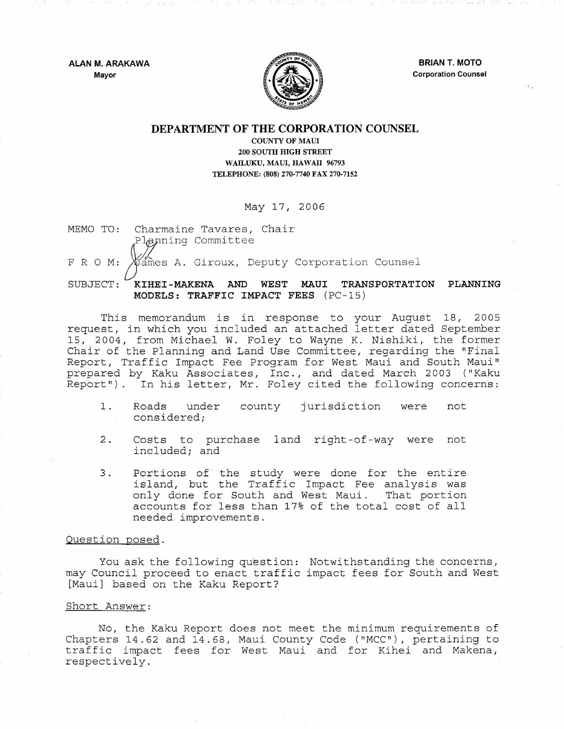ALAN M. ARAKAWA
Mayor

BRIAN T. MOTO
Corporation Counsel

# DEPARTMENT OF THE CORPORATION COUNSEL

COUNTY OF MAUI
200 SOUTH HIGH STREET
WAILUKU, MAUI, HAWAII 96793
TELEPHONE: (808) 270-7740 FAX 270-7152

May 17, 2006

MEMO TO: Charmaine Tavares, Chair
Planning Committee

F R O M: James A. Giroux, Deputy Corporation Counsel

SUBJECT: **KIHEI-MAKENA AND WEST MAUI TRANSPORTATION PLANNING MODELS: TRAFFIC IMPACT FEES** (PC-15)

This memorandum is in response to your August 18, 2005 request, in which you included an attached letter dated September 15, 2004, from Michael W. Foley to Wayne K. Nishiki, the former Chair of the Planning and Land Use Committee, regarding the "Final Report, Traffic Impact Fee Program for West Maui and South Maui" prepared by Kaku Associates, Inc., and dated March 2003 ("Kaku Report"). In his letter, Mr. Foley cited the following concerns:

1. Roads under county jurisdiction were not considered;

2. Costs to purchase land right-of-way were not included; and

3. Portions of the study were done for the entire island, but the Traffic Impact Fee analysis was only done for South and West Maui. That portion accounts for less than 17% of the total cost of all needed improvements.

Question posed.

You ask the following question: Notwithstanding the concerns, may Council proceed to enact traffic impact fees for South and West [Maui] based on the Kaku Report?

Short Answer:

No, the Kaku Report does not meet the minimum requirements of Chapters 14.62 and 14.68, Maui County Code ("MCC"), pertaining to traffic impact fees for West Maui and for Kihei and Makena, respectively.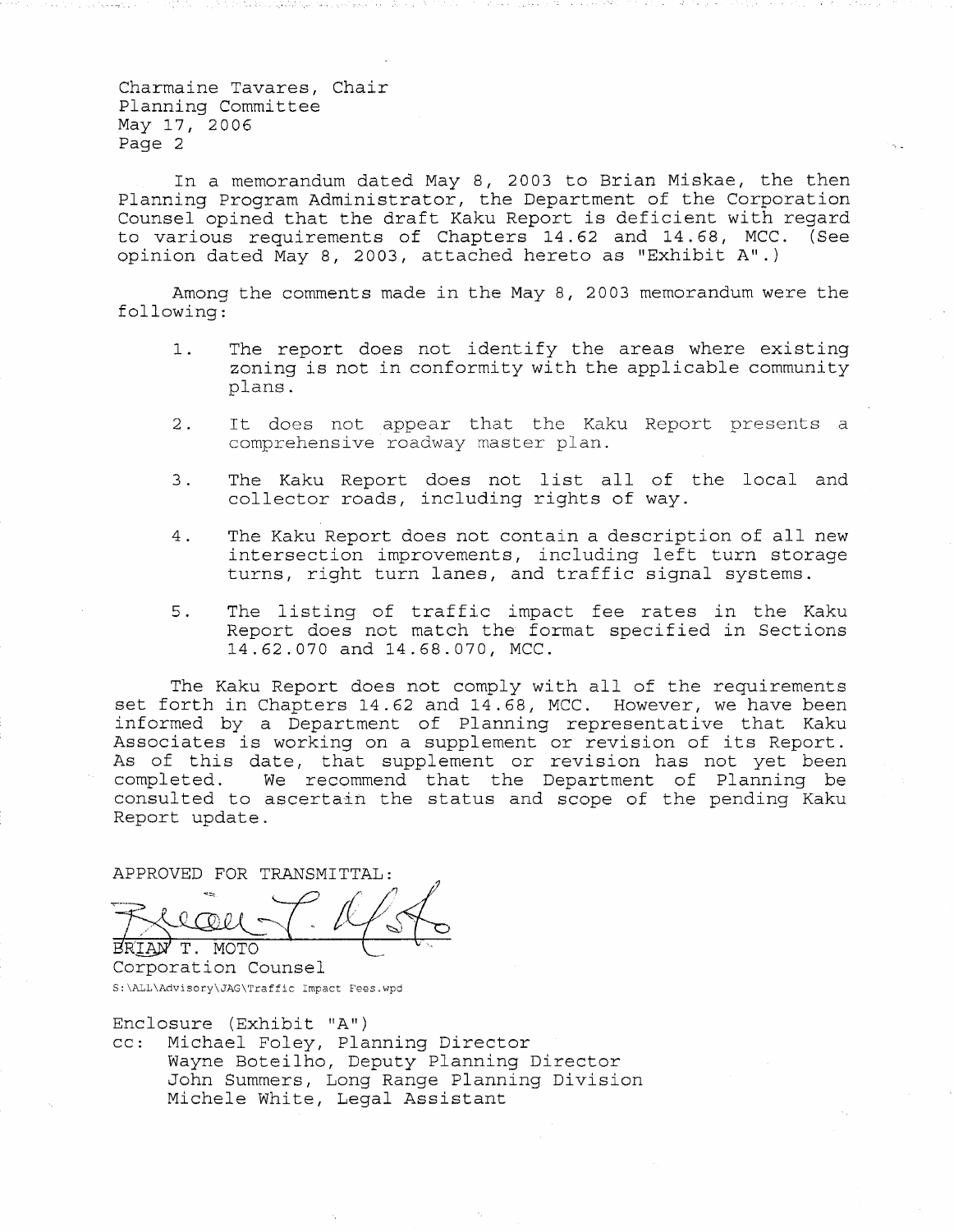Charmaine Tavares, Chair
Planning Committee
May 17, 2006
Page 2

In a memorandum dated May 8, 2003 to Brian Miskae, the then Planning Program Administrator, the Department of the Corporation Counsel opined that the draft Kaku Report is deficient with regard to various requirements of Chapters 14.62 and 14.68, MCC. (See opinion dated May 8, 2003, attached hereto as "Exhibit A".)

Among the comments made in the May 8, 2003 memorandum were the following:

1. The report does not identify the areas where existing zoning is not in conformity with the applicable community plans.

2. It does not appear that the Kaku Report presents a comprehensive roadway master plan.

3. The Kaku Report does not list all of the local and collector roads, including rights of way.

4. The Kaku Report does not contain a description of all new intersection improvements, including left turn storage turns, right turn lanes, and traffic signal systems.

5. The listing of traffic impact fee rates in the Kaku Report does not match the format specified in Sections 14.62.070 and 14.68.070, MCC.

The Kaku Report does not comply with all of the requirements set forth in Chapters 14.62 and 14.68, MCC. However, we have been informed by a Department of Planning representative that Kaku Associates is working on a supplement or revision of its Report. As of this date, that supplement or revision has not yet been completed. We recommend that the Department of Planning be consulted to ascertain the status and scope of the pending Kaku Report update.

APPROVED FOR TRANSMITTAL:

BRIAN T. MOTO
Corporation Counsel
S:\ALL\Advisory\JAG\Traffic Impact Fees.wpd

Enclosure (Exhibit "A")
cc: Michael Foley, Planning Director
Wayne Boteilho, Deputy Planning Director
John Summers, Long Range Planning Division
Michele White, Legal Assistant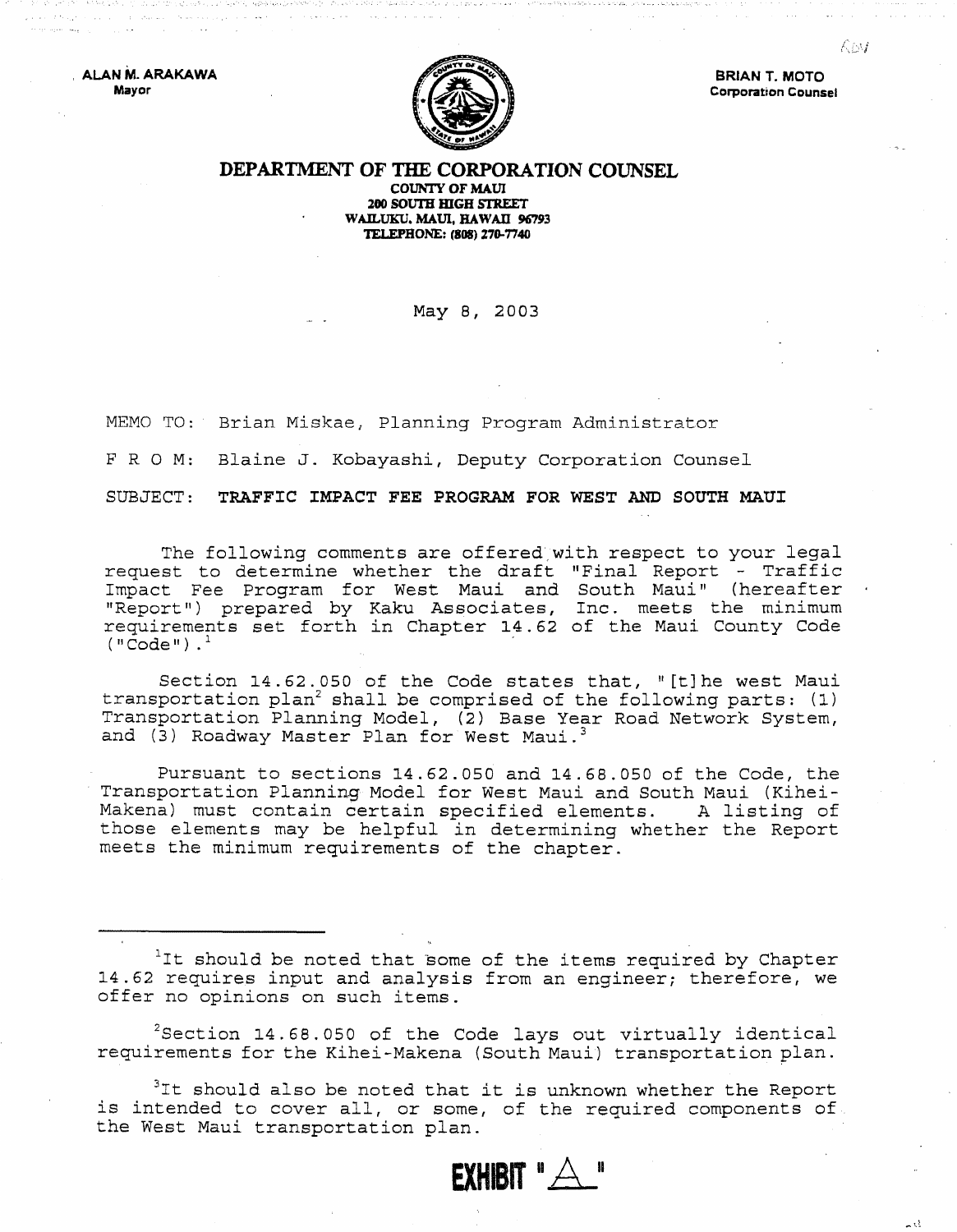ALAN M. ARAKAWA
Mayor

BRIAN T. MOTO
Corporation Counsel

# DEPARTMENT OF THE CORPORATION COUNSEL

COUNTY OF MAUI
200 SOUTH HIGH STREET
WAILUKU, MAUI, HAWAII 96793
TELEPHONE: (808) 270-7740

May 8, 2003

MEMO TO: Brian Miskae, Planning Program Administrator

F R O M: Blaine J. Kobayashi, Deputy Corporation Counsel

SUBJECT: **TRAFFIC IMPACT FEE PROGRAM FOR WEST AND SOUTH MAUI**

The following comments are offered with respect to your legal request to determine whether the draft "Final Report - Traffic Impact Fee Program for West Maui and South Maui" (hereafter "Report") prepared by Kaku Associates, Inc. meets the minimum requirements set forth in Chapter 14.62 of the Maui County Code ("Code").[1]

Section 14.62.050 of the Code states that, "[t]he west Maui transportation plan[2] shall be comprised of the following parts: (1) Transportation Planning Model, (2) Base Year Road Network System, and (3) Roadway Master Plan for West Maui.[3]

Pursuant to sections 14.62.050 and 14.68.050 of the Code, the Transportation Planning Model for West Maui and South Maui (Kihei-Makena) must contain certain specified elements. A listing of those elements may be helpful in determining whether the Report meets the minimum requirements of the chapter.

---

[1]It should be noted that some of the items required by Chapter 14.62 requires input and analysis from an engineer; therefore, we offer no opinions on such items.

[2]Section 14.68.050 of the Code lays out virtually identical requirements for the Kihei-Makena (South Maui) transportation plan.

[3]It should also be noted that it is unknown whether the Report is intended to cover all, or some, of the required components of the West Maui transportation plan.

EXHIBIT "A"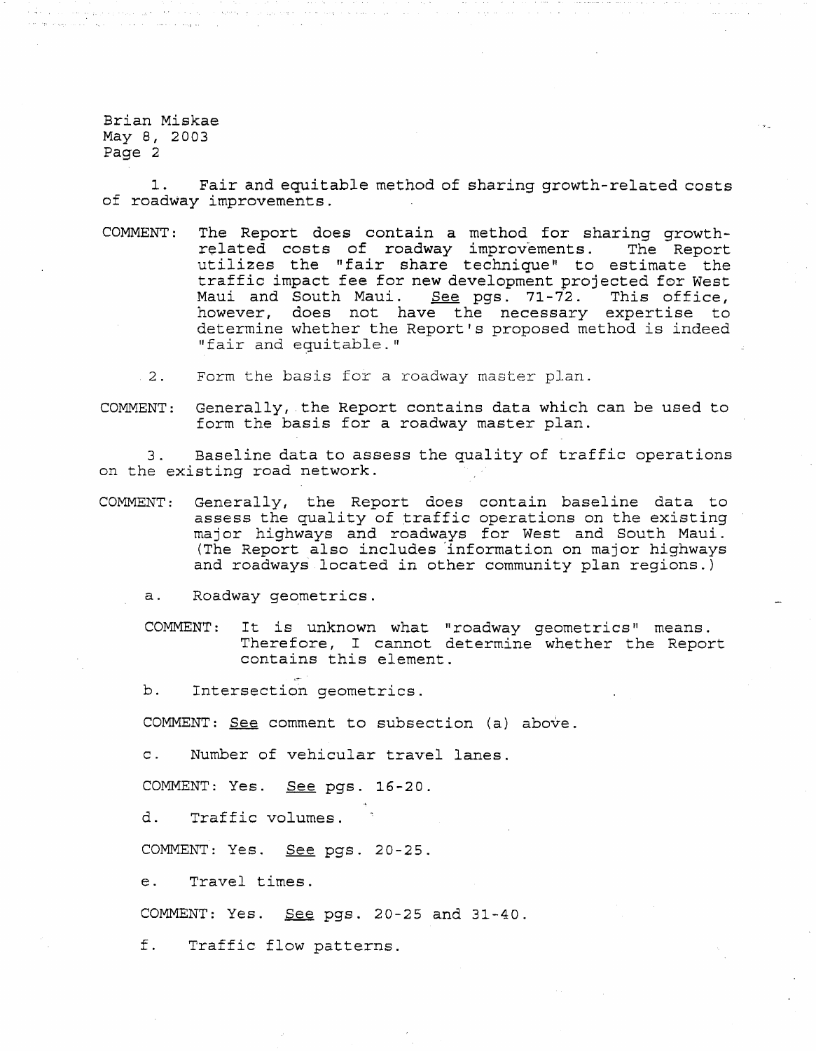1. Fair and equitable method of sharing growth-related costs of roadway improvements.

COMMENT: The Report does contain a method for sharing growth-related costs of roadway improvements. The Report utilizes the "fair share technique" to estimate the traffic impact fee for new development projected for West Maui and South Maui. _See_ pgs. 71-72. This office, however, does not have the necessary expertise to determine whether the Report's proposed method is indeed "fair and equitable."

2. Form the basis for a roadway master plan.

COMMENT: Generally, the Report contains data which can be used to form the basis for a roadway master plan.

3. Baseline data to assess the quality of traffic operations on the existing road network.

COMMENT: Generally, the Report does contain baseline data to assess the quality of traffic operations on the existing major highways and roadways for West and South Maui. (The Report also includes information on major highways and roadways located in other community plan regions.)

a. Roadway geometrics.

COMMENT: It is unknown what "roadway geometrics" means. Therefore, I cannot determine whether the Report contains this element.

b. Intersection geometrics.

COMMENT: _See_ comment to subsection (a) above.

c. Number of vehicular travel lanes.

COMMENT: Yes. _See_ pgs. 16-20.

d. Traffic volumes.

COMMENT: Yes. _See_ pgs. 20-25.

e. Travel times.

COMMENT: Yes. _See_ pgs. 20-25 and 31-40.

f. Traffic flow patterns.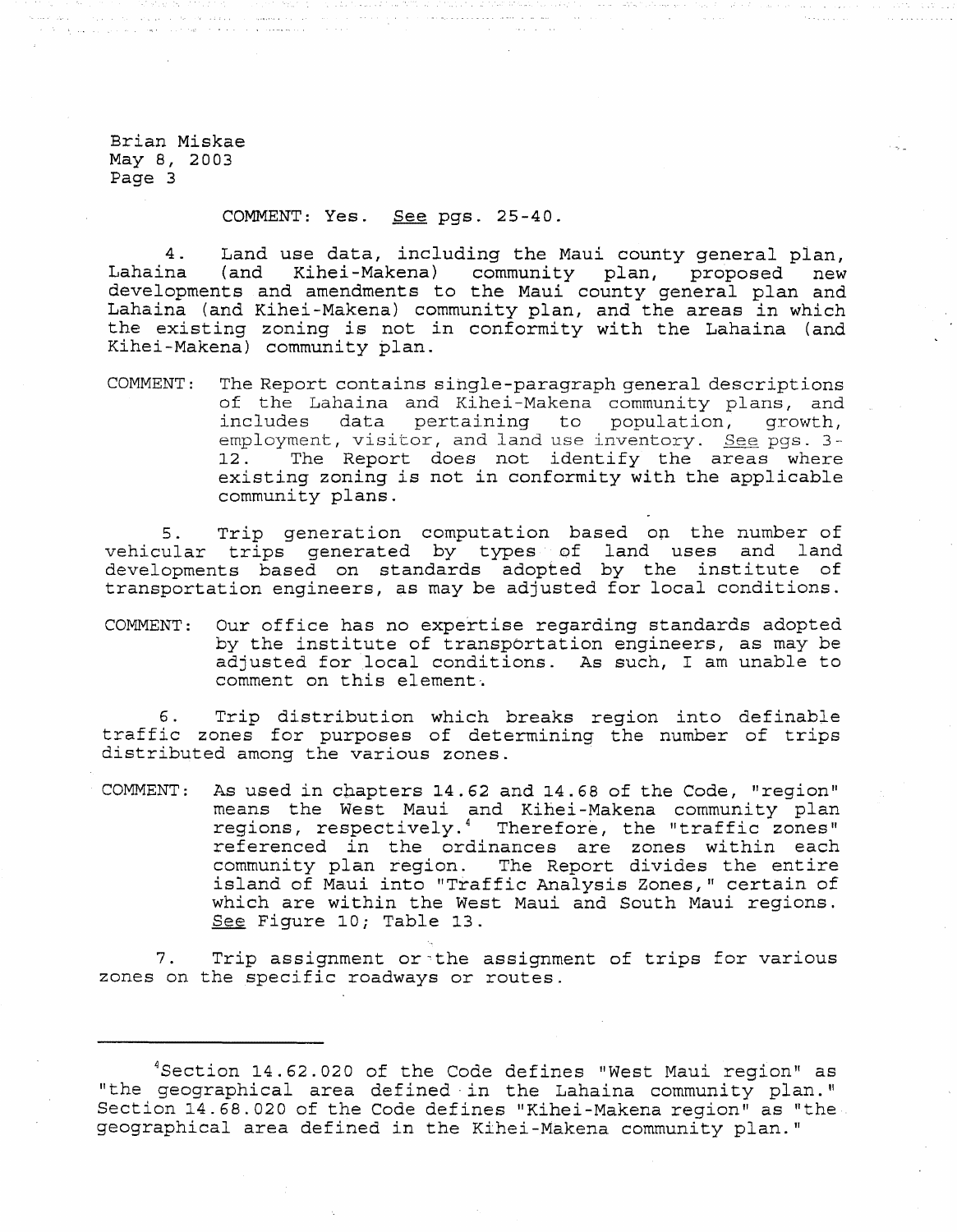COMMENT: Yes. See pgs. 25-40.

4. Land use data, including the Maui county general plan, Lahaina (and Kihei-Makena) community plan, proposed new developments and amendments to the Maui county general plan and Lahaina (and Kihei-Makena) community plan, and the areas in which the existing zoning is not in conformity with the Lahaina (and Kihei-Makena) community plan.

COMMENT: The Report contains single-paragraph general descriptions of the Lahaina and Kihei-Makena community plans, and includes data pertaining to population, growth, employment, visitor, and land use inventory. See pgs. 3-12. The Report does not identify the areas where existing zoning is not in conformity with the applicable community plans.

5. Trip generation computation based on the number of vehicular trips generated by types of land uses and land developments based on standards adopted by the institute of transportation engineers, as may be adjusted for local conditions.

COMMENT: Our office has no expertise regarding standards adopted by the institute of transportation engineers, as may be adjusted for local conditions. As such, I am unable to comment on this element.

6. Trip distribution which breaks region into definable traffic zones for purposes of determining the number of trips distributed among the various zones.

COMMENT: As used in chapters 14.62 and 14.68 of the Code, "region" means the West Maui and Kihei-Makena community plan regions, respectively.[4] Therefore, the "traffic zones" referenced in the ordinances are zones within each community plan region. The Report divides the entire island of Maui into "Traffic Analysis Zones," certain of which are within the West Maui and South Maui regions. See Figure 10; Table 13.

7. Trip assignment or the assignment of trips for various zones on the specific roadways or routes.

---

[4]Section 14.62.020 of the Code defines "West Maui region" as "the geographical area defined in the Lahaina community plan." Section 14.68.020 of the Code defines "Kihei-Makena region" as "the geographical area defined in the Kihei-Makena community plan."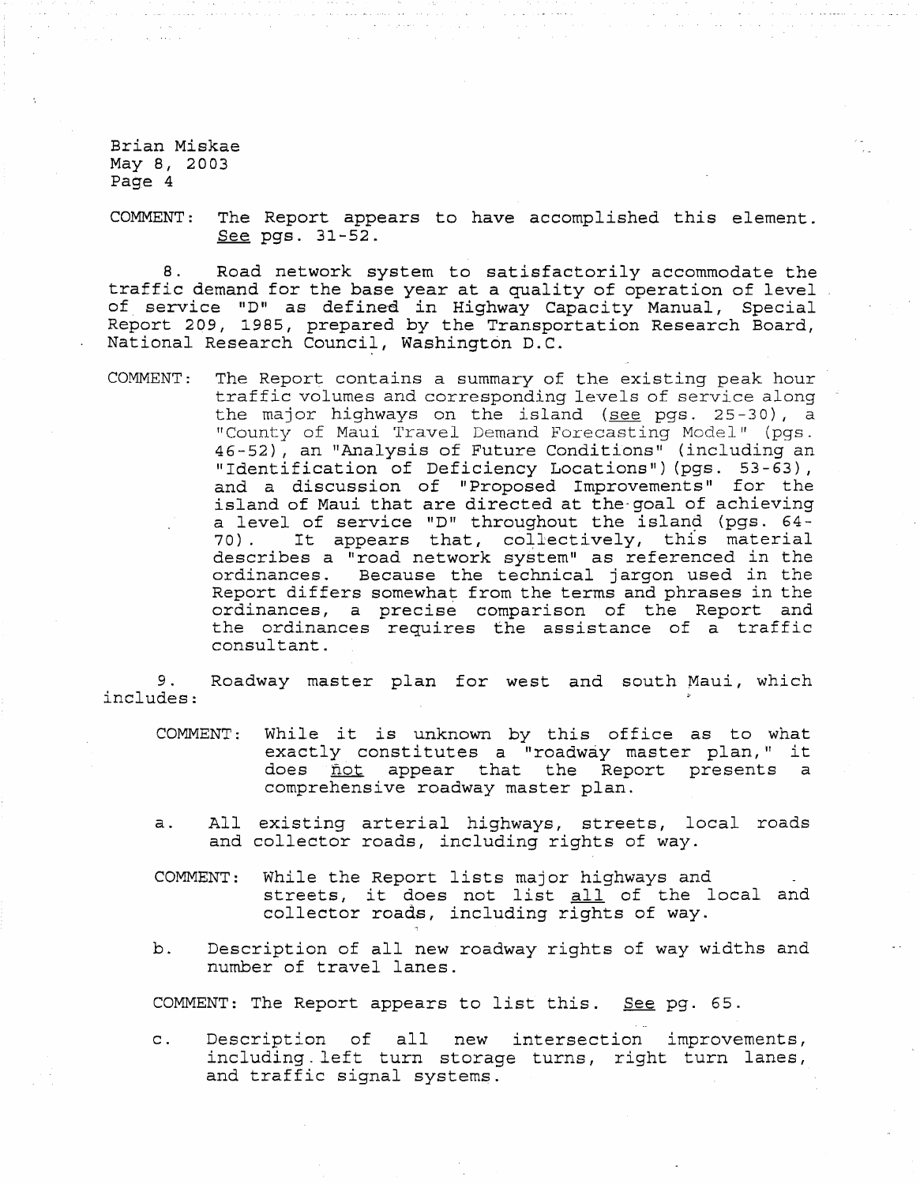COMMENT: The Report appears to have accomplished this element. See pgs. 31-52.

8. Road network system to satisfactorily accommodate the traffic demand for the base year at a quality of operation of level of service "D" as defined in Highway Capacity Manual, Special Report 209, 1985, prepared by the Transportation Research Board, National Research Council, Washington D.C.

COMMENT: The Report contains a summary of the existing peak hour traffic volumes and corresponding levels of service along the major highways on the island (see pgs. 25-30), a "County of Maui Travel Demand Forecasting Model" (pgs. 46-52), an "Analysis of Future Conditions" (including an "Identification of Deficiency Locations") (pgs. 53-63), and a discussion of "Proposed Improvements" for the island of Maui that are directed at the goal of achieving a level of service "D" throughout the island (pgs. 64-70). It appears that, collectively, this material describes a "road network system" as referenced in the ordinances. Because the technical jargon used in the Report differs somewhat from the terms and phrases in the ordinances, a precise comparison of the Report and the ordinances requires the assistance of a traffic consultant.

9. Roadway master plan for west and south Maui, which includes:

COMMENT: While it is unknown by this office as to what exactly constitutes a "roadway master plan," it does not appear that the Report presents a comprehensive roadway master plan.

a. All existing arterial highways, streets, local roads and collector roads, including rights of way.

COMMENT: While the Report lists major highways and streets, it does not list all of the local and collector roads, including rights of way.

b. Description of all new roadway rights of way widths and number of travel lanes.

COMMENT: The Report appears to list this. See pg. 65.

c. Description of all new intersection improvements, including left turn storage turns, right turn lanes, and traffic signal systems.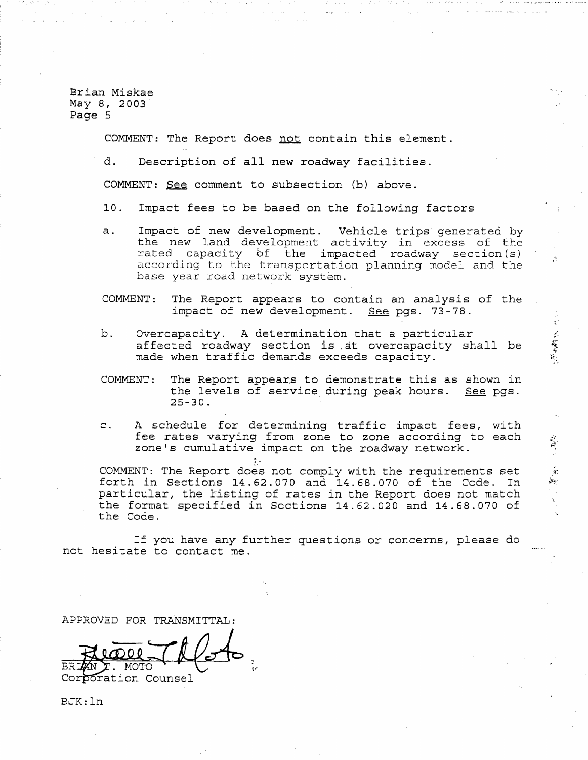COMMENT: The Report does <u>not</u> contain this element.

d. Description of all new roadway facilities.

COMMENT: <u>See</u> comment to subsection (b) above.

10. Impact fees to be based on the following factors

a. Impact of new development. Vehicle trips generated by the new land development activity in excess of the rated capacity of the impacted roadway section(s) according to the transportation planning model and the base year road network system.

COMMENT: The Report appears to contain an analysis of the impact of new development. <u>See</u> pgs. 73-78.

b. Overcapacity. A determination that a particular affected roadway section is at overcapacity shall be made when traffic demands exceeds capacity.

COMMENT: The Report appears to demonstrate this as shown in the levels of service during peak hours. <u>See</u> pgs. 25-30.

c. A schedule for determining traffic impact fees, with fee rates varying from zone to zone according to each zone's cumulative impact on the roadway network.

COMMENT: The Report does not comply with the requirements set forth in Sections 14.62.070 and 14.68.070 of the Code. In particular, the listing of rates in the Report does not match the format specified in Sections 14.62.020 and 14.68.070 of the Code.

If you have any further questions or concerns, please do not hesitate to contact me.

APPROVED FOR TRANSMITTAL:

BRIAN T. MOTO
Corporation Counsel

BJK:ln